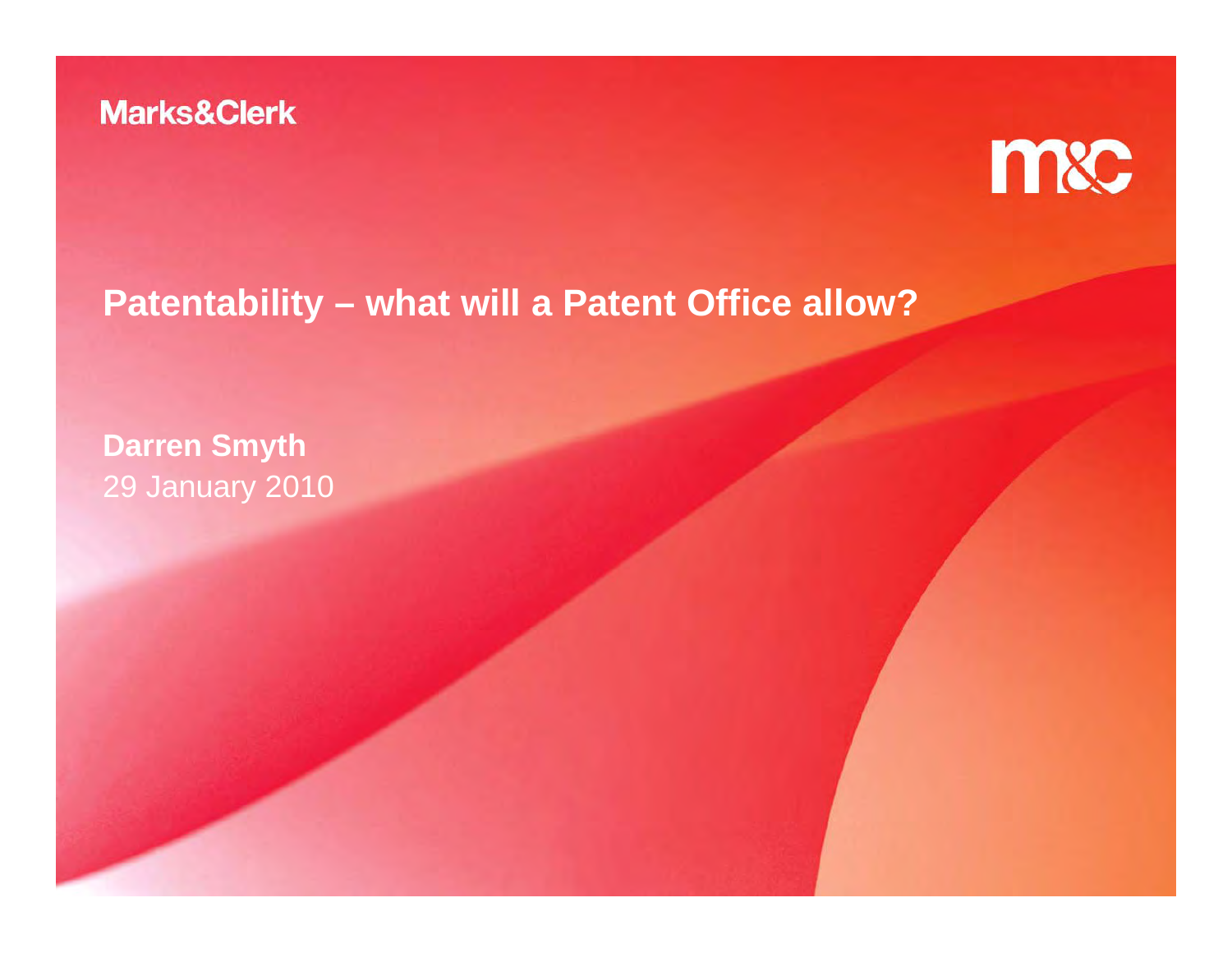Marks&Clerk

# Patentability – what will a Patent Office allow?

**Darren Smyth**

29 January 2010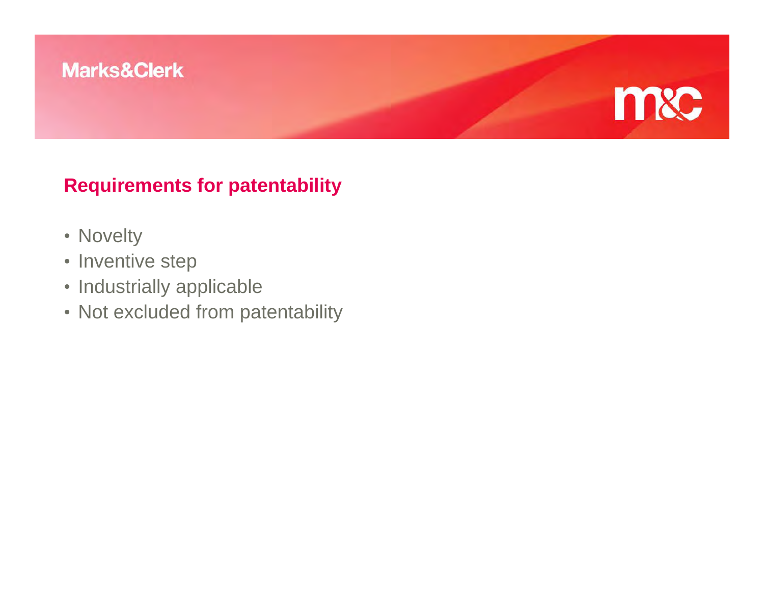## Requirements for patentability

- Novelty
- Inventive step
- Industrially applicable
- Not excluded from patentability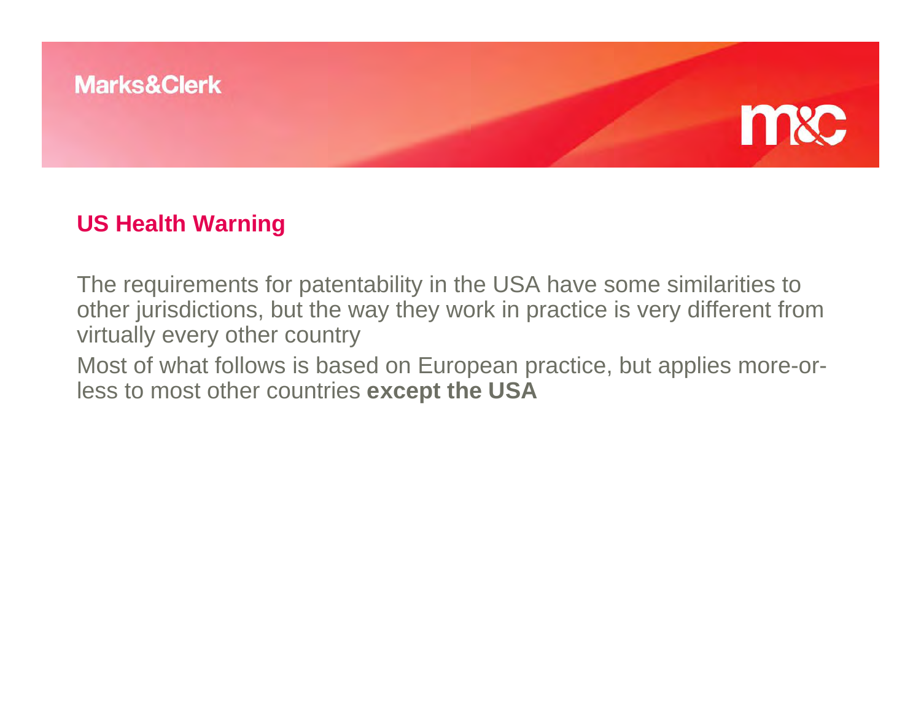## US Health Warning

The requirements for patentability in the USA have some similarities to other jurisdictions, but the way they work in practice is very different from virtually every other country

Most of what follows is based on European practice, but applies more-or-less to most other countries **except the USA**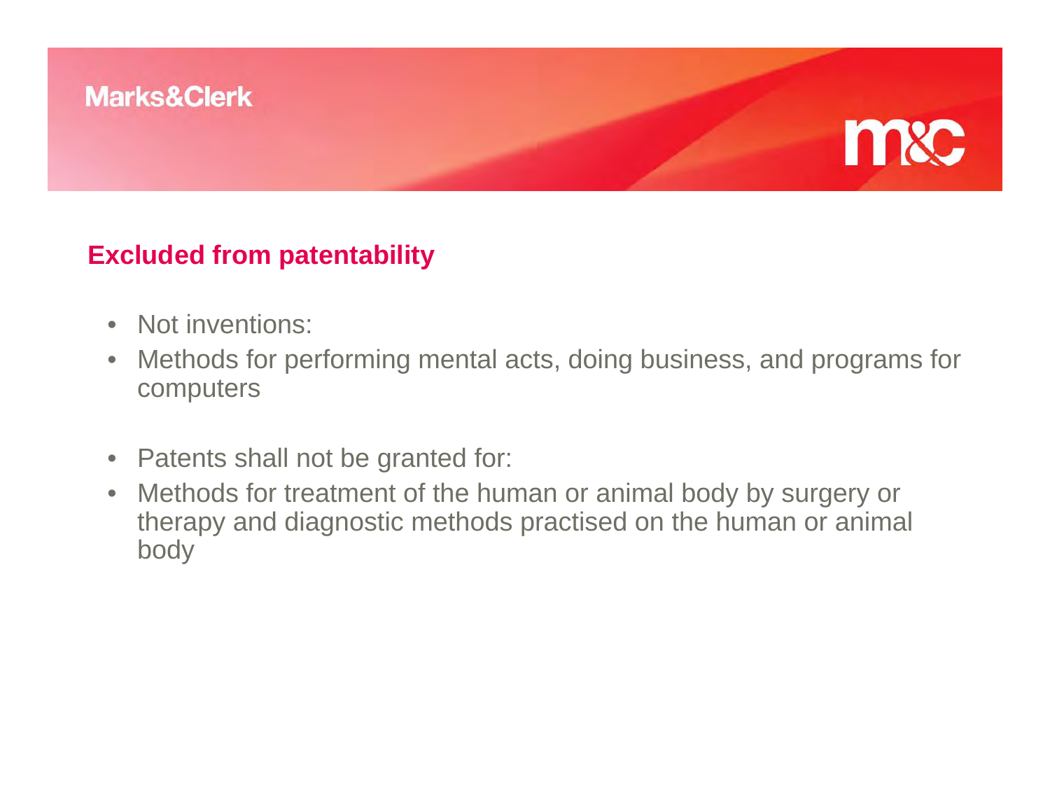## Excluded from patentability

- Not inventions:
- Methods for performing mental acts, doing business, and programs for computers

- Patents shall not be granted for:
- Methods for treatment of the human or animal body by surgery or therapy and diagnostic methods practised on the human or animal body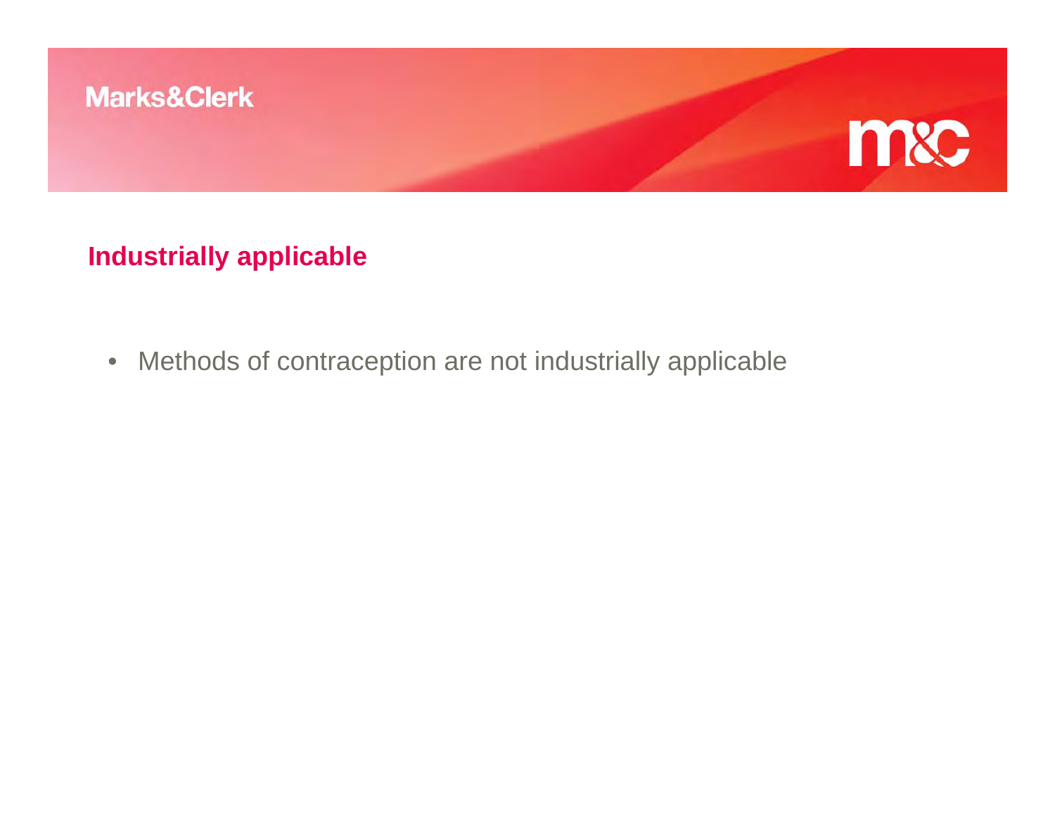## Industrially applicable

- Methods of contraception are not industrially applicable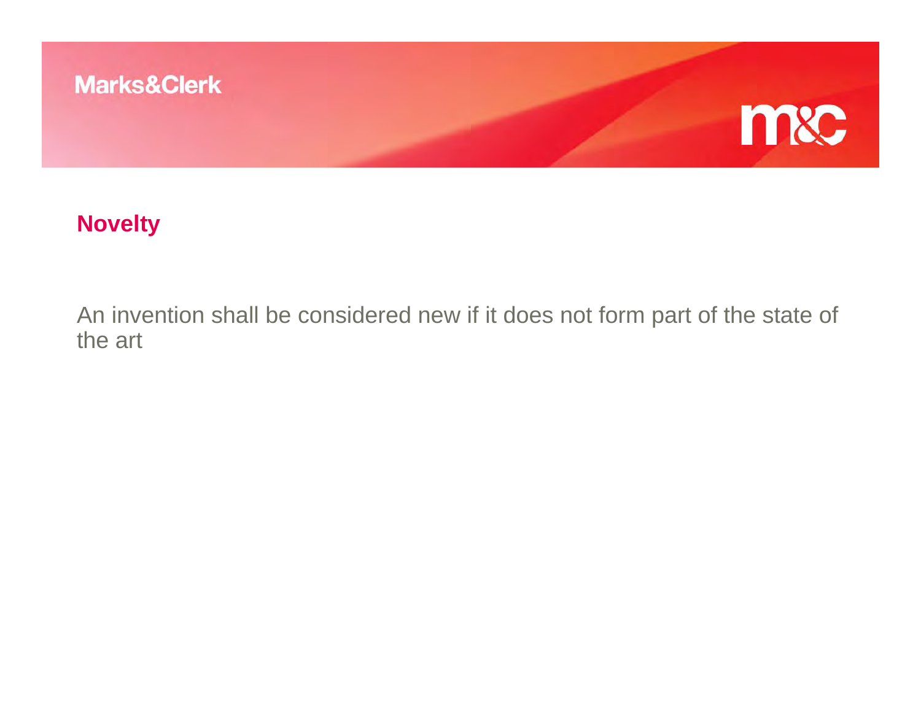## Novelty

An invention shall be considered new if it does not form part of the state of the art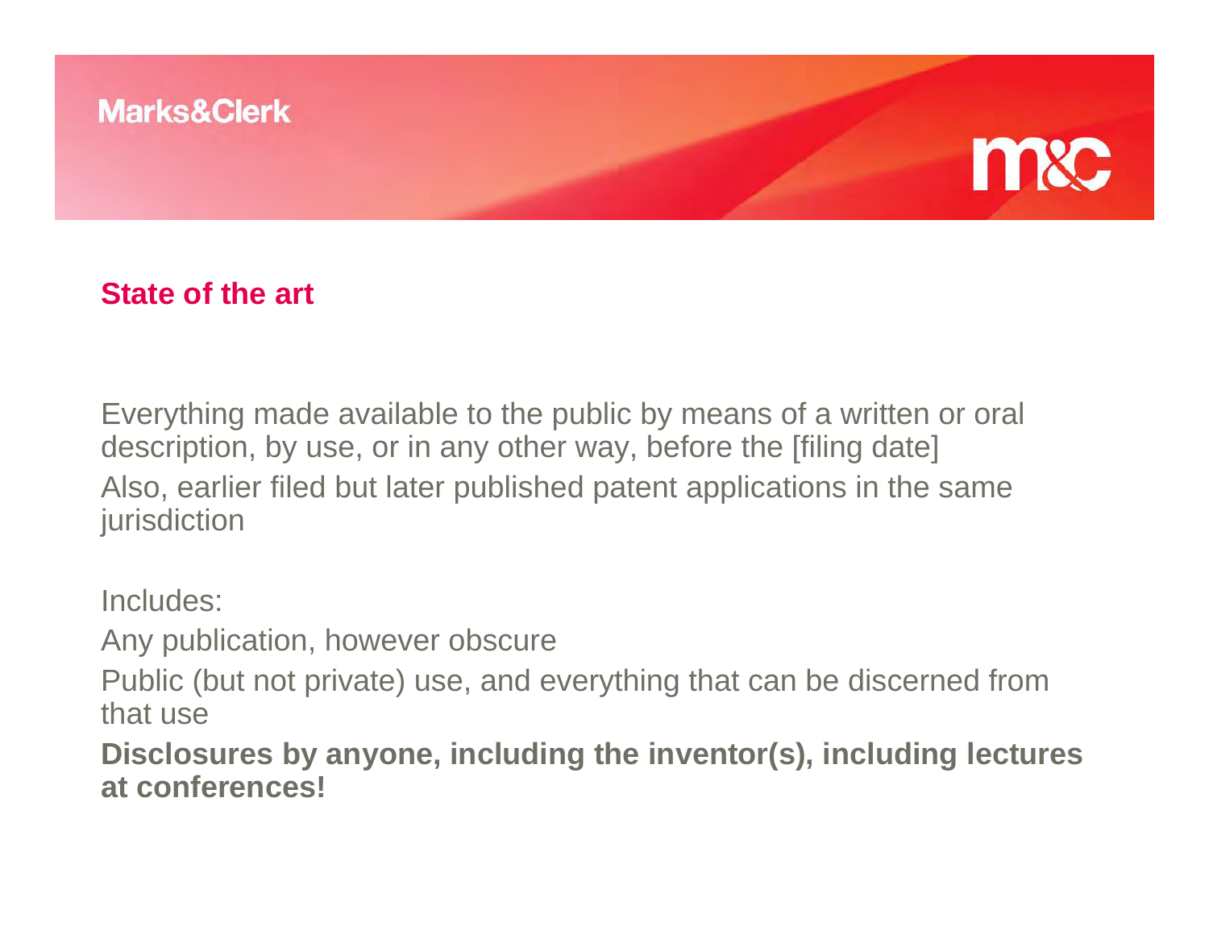## State of the art

Everything made available to the public by means of a written or oral description, by use, or in any other way, before the [filing date]

Also, earlier filed but later published patent applications in the same jurisdiction

Includes:

Any publication, however obscure

Public (but not private) use, and everything that can be discerned from that use

**Disclosures by anyone, including the inventor(s), including lectures at conferences!**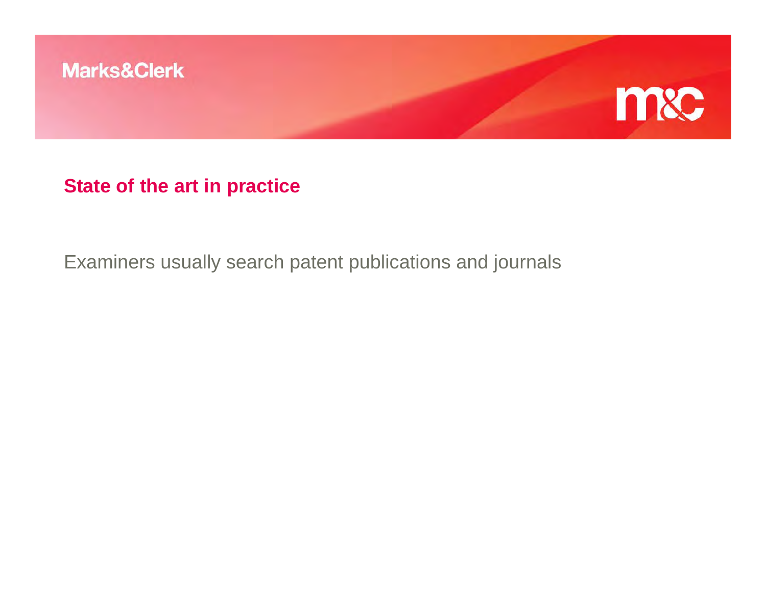## State of the art in practice

Examiners usually search patent publications and journals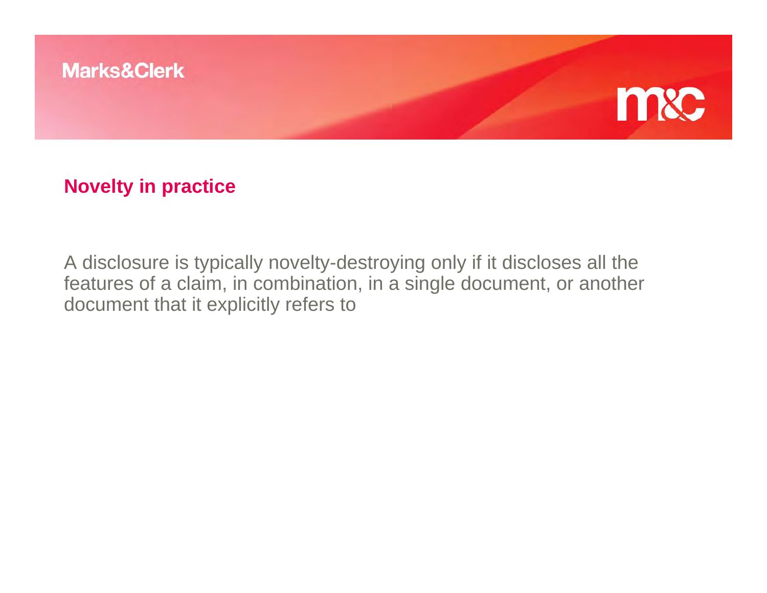## Novelty in practice

A disclosure is typically novelty-destroying only if it discloses all the features of a claim, in combination, in a single document, or another document that it explicitly refers to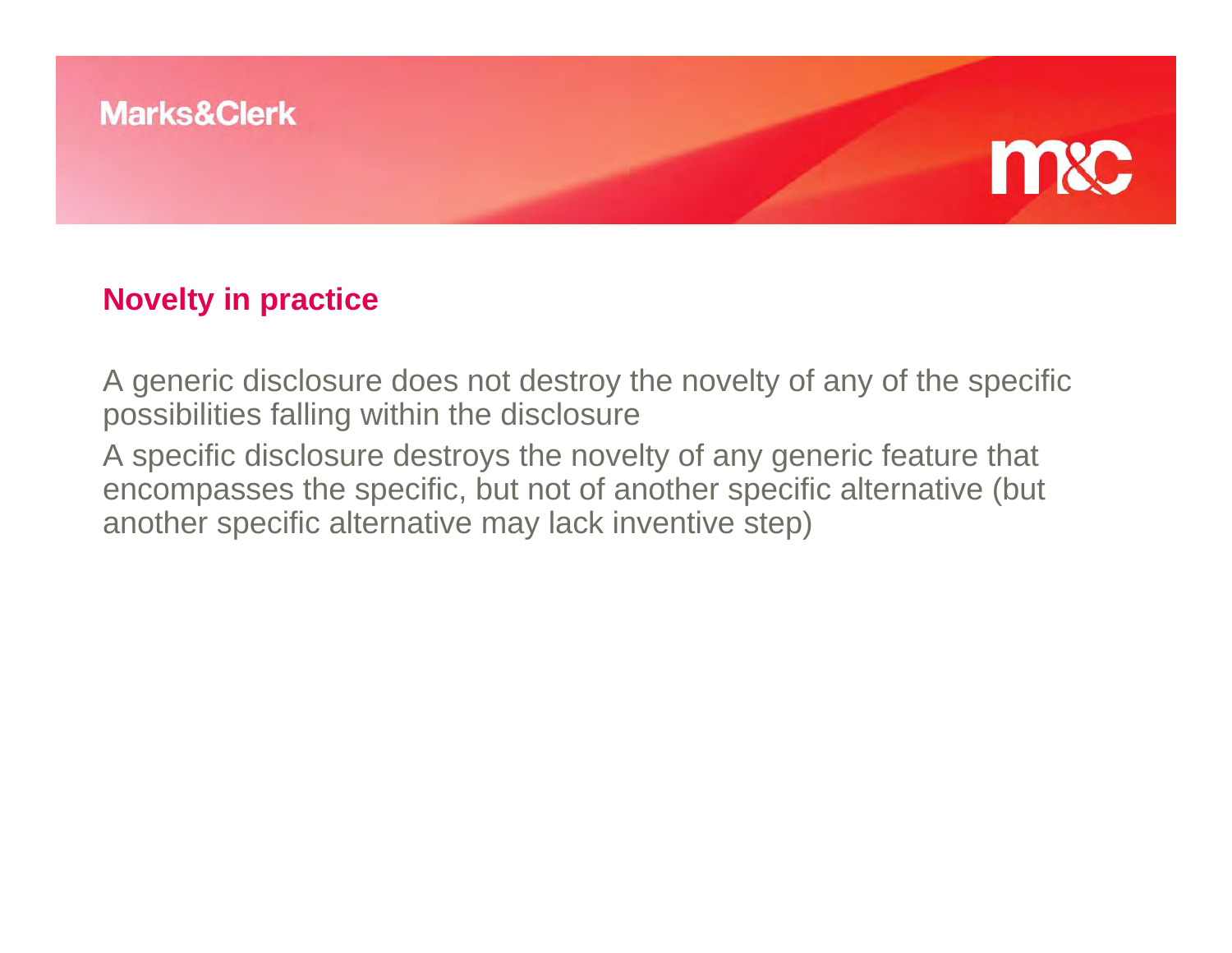## Novelty in practice

A generic disclosure does not destroy the novelty of any of the specific possibilities falling within the disclosure

A specific disclosure destroys the novelty of any generic feature that encompasses the specific, but not of another specific alternative (but another specific alternative may lack inventive step)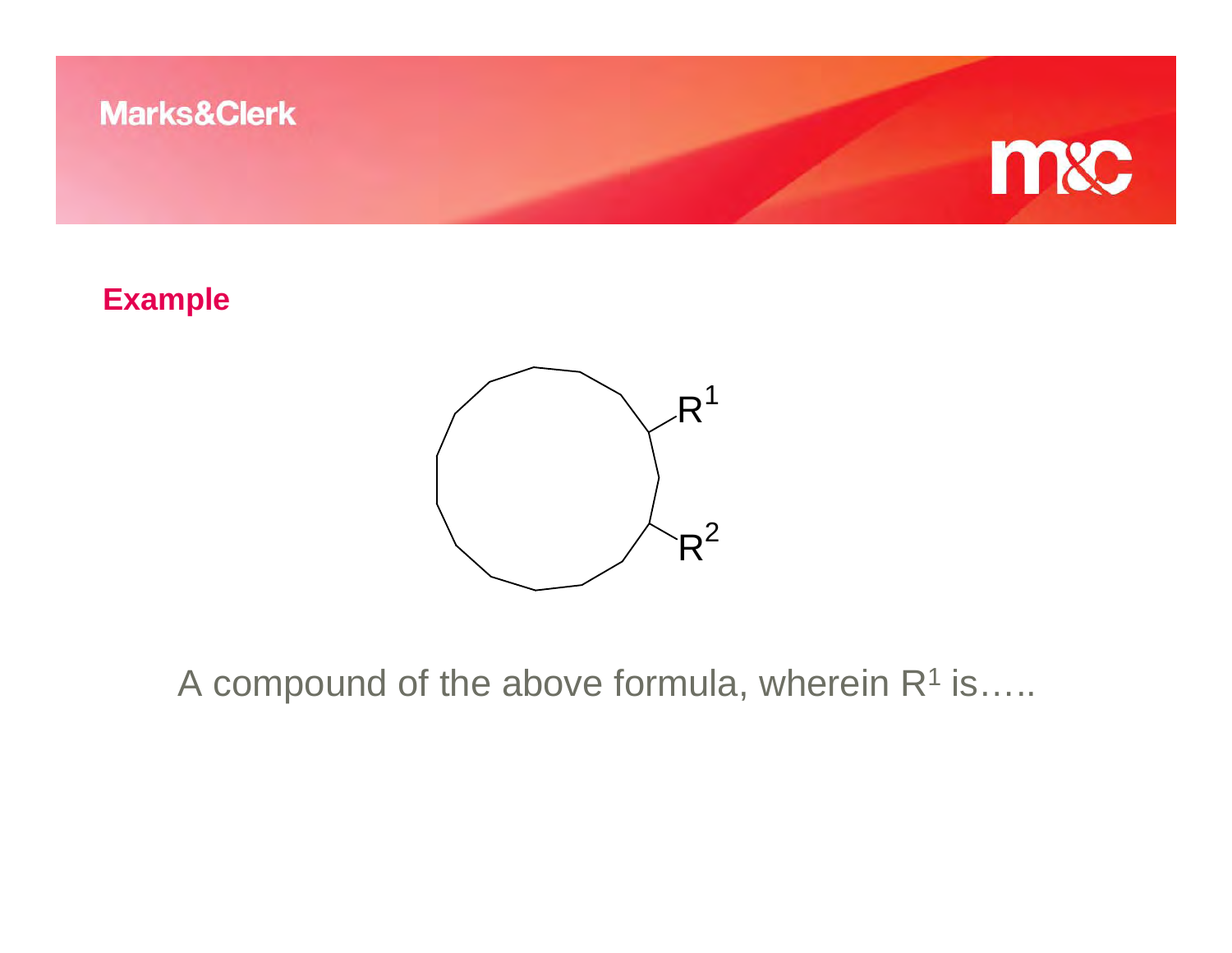## Example

A compound of the above formula, wherein $R^1$ is…..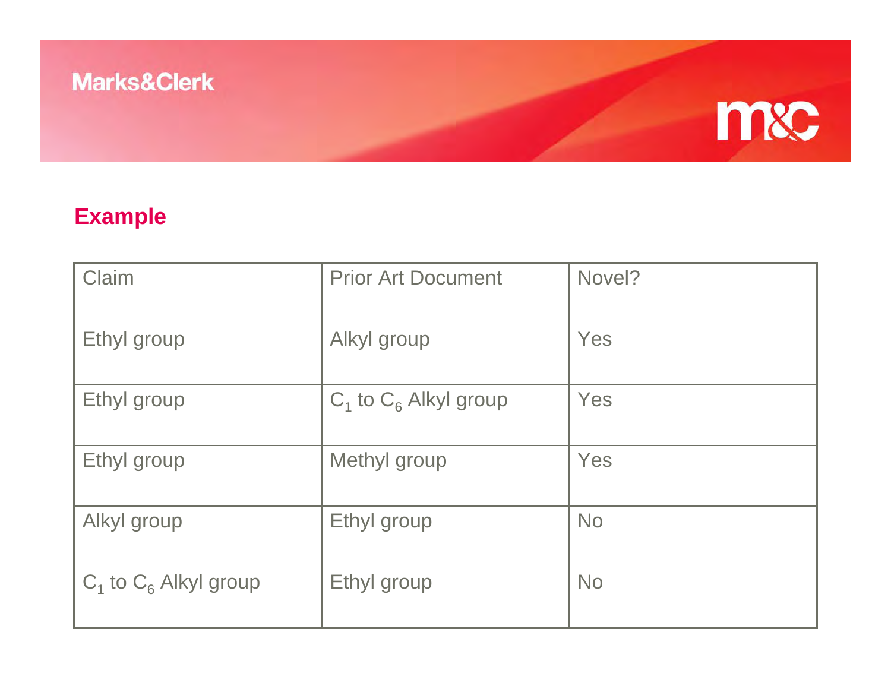## Example

| Claim | Prior Art Document | Novel? |
| --- | --- | --- |
| Ethyl group | Alkyl group | Yes |
| Ethyl group | $C_1$ to $C_6$ Alkyl group | Yes |
| Ethyl group | Methyl group | Yes |
| Alkyl group | Ethyl group | No |
| $C_1$ to $C_6$ Alkyl group | Ethyl group | No |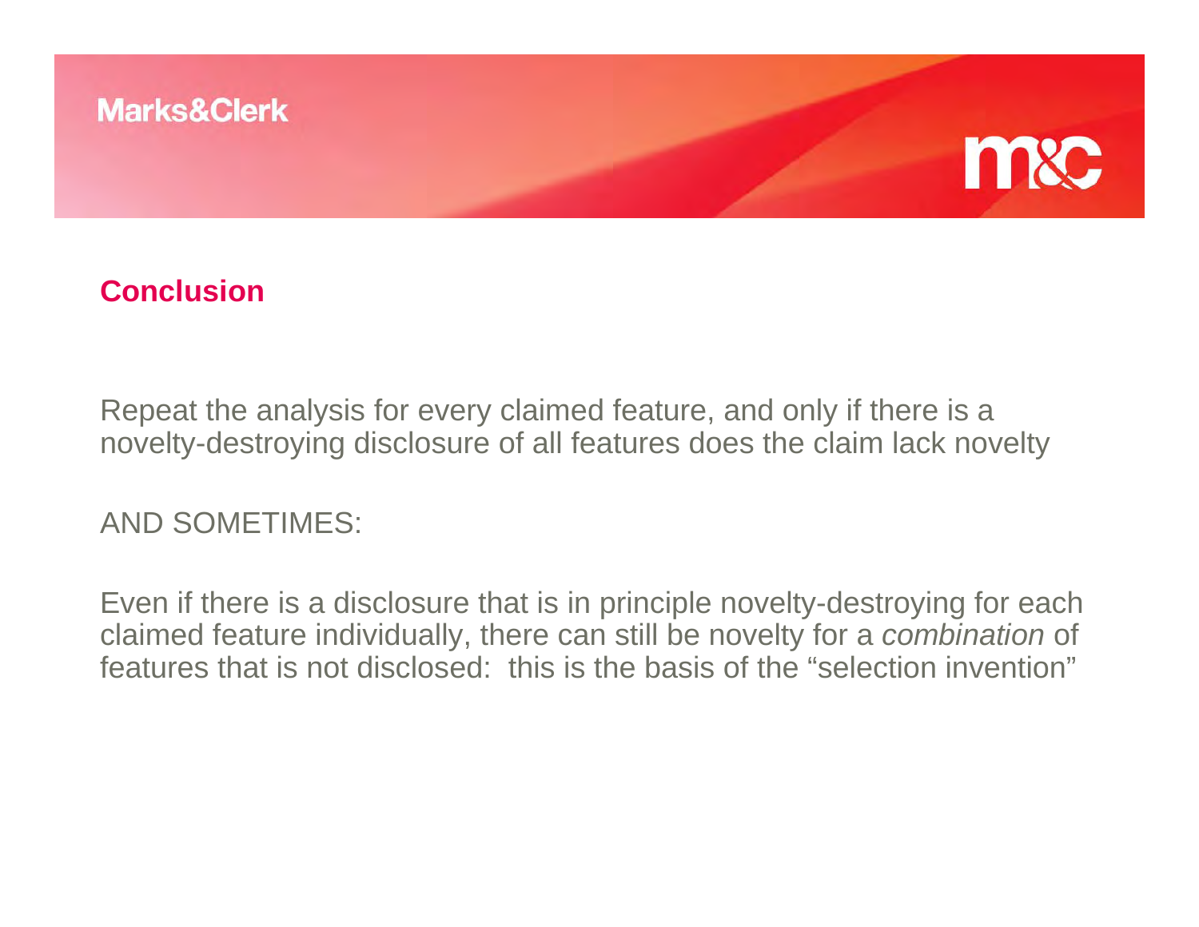## Conclusion

Repeat the analysis for every claimed feature, and only if there is a novelty-destroying disclosure of all features does the claim lack novelty

AND SOMETIMES:

Even if there is a disclosure that is in principle novelty-destroying for each claimed feature individually, there can still be novelty for a *combination* of features that is not disclosed: this is the basis of the “selection invention”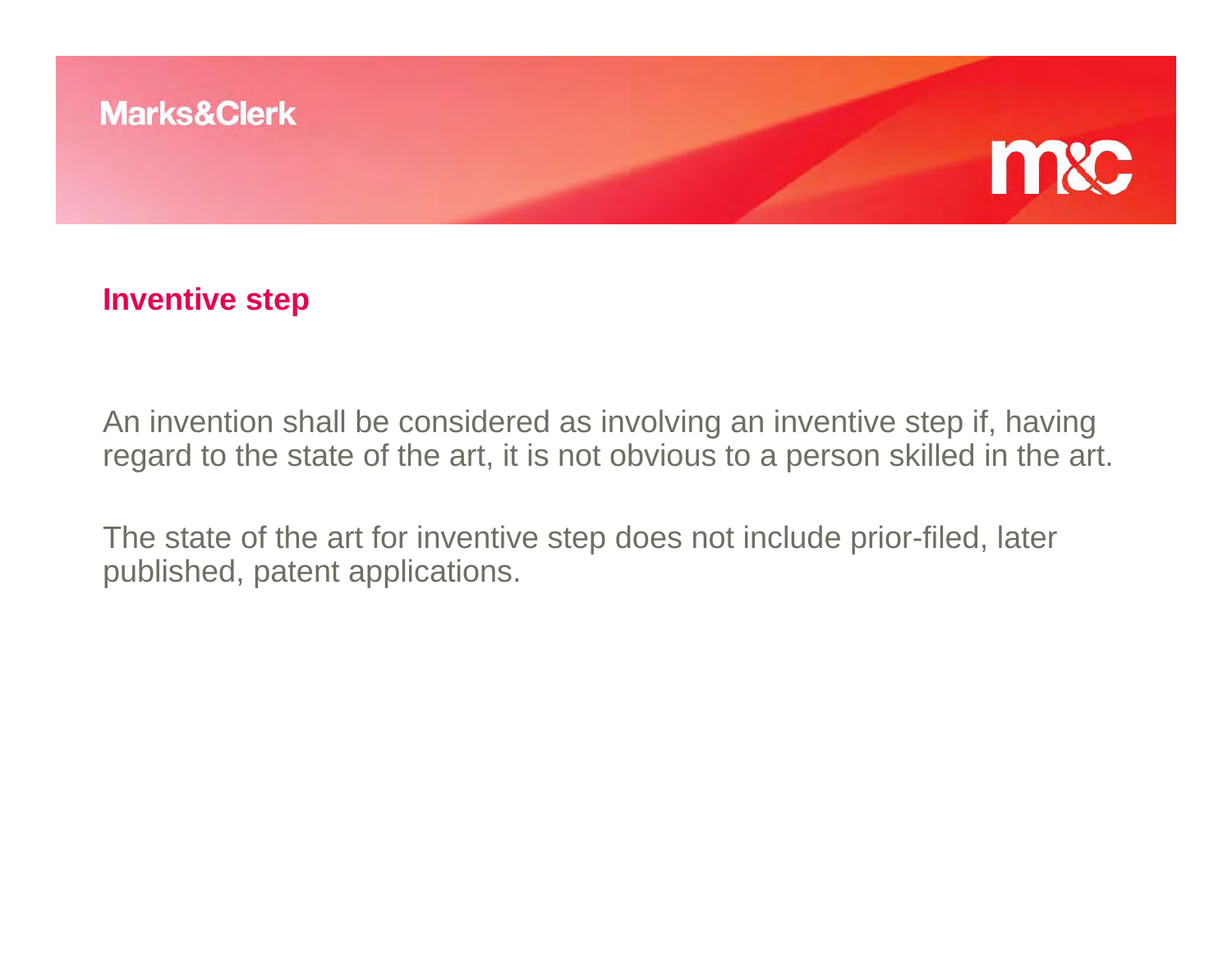## Inventive step

An invention shall be considered as involving an inventive step if, having regard to the state of the art, it is not obvious to a person skilled in the art.

The state of the art for inventive step does not include prior-filed, later published, patent applications.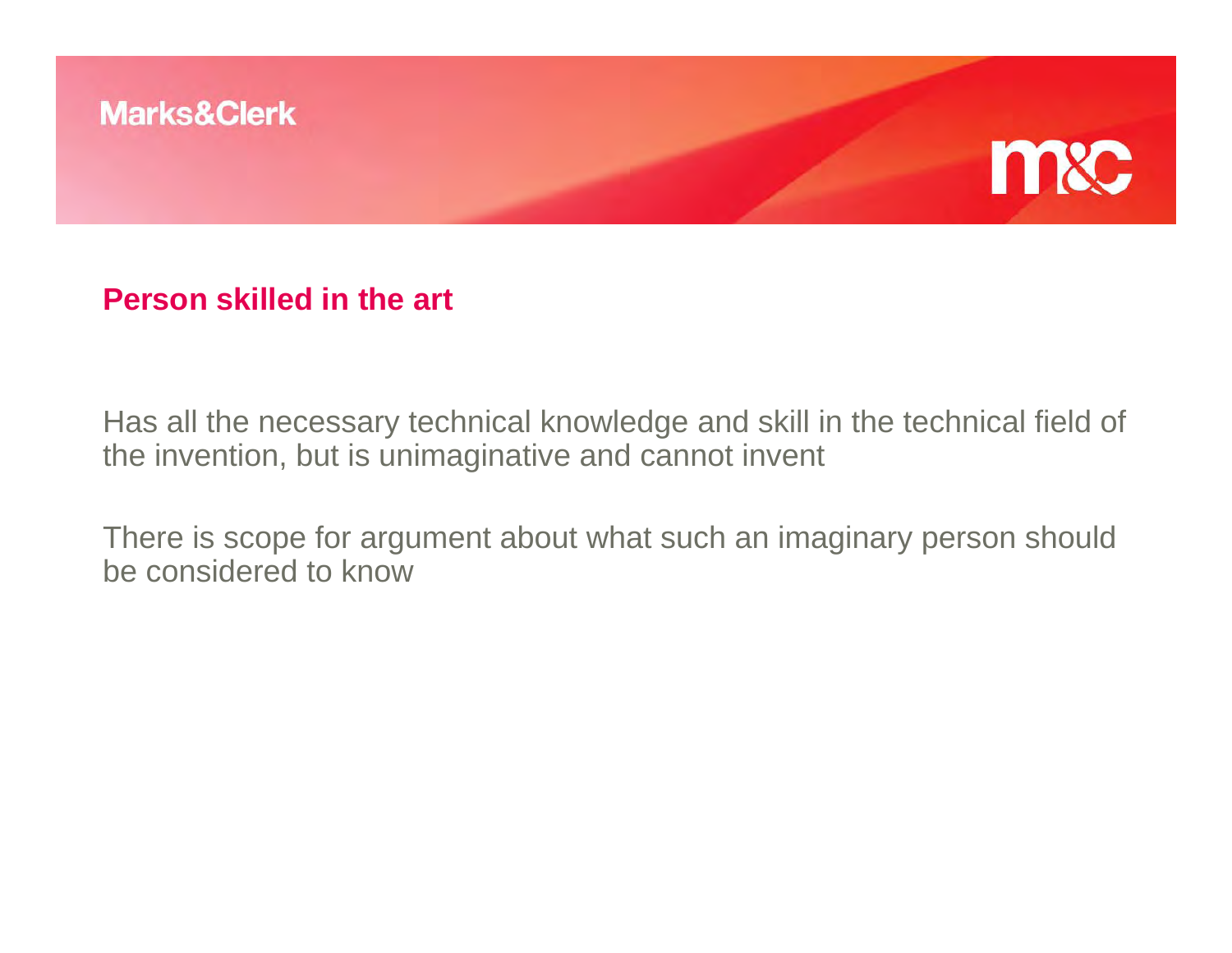## Person skilled in the art

Has all the necessary technical knowledge and skill in the technical field of the invention, but is unimaginative and cannot invent

There is scope for argument about what such an imaginary person should be considered to know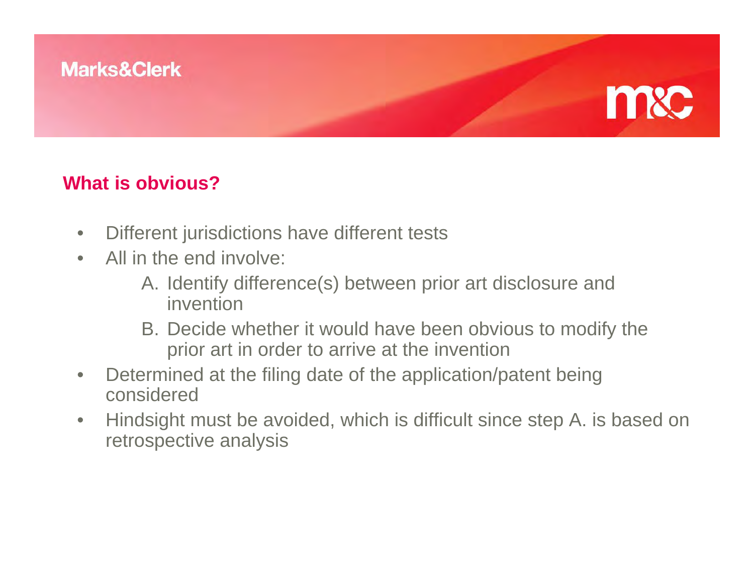## What is obvious?

- Different jurisdictions have different tests
- All in the end involve:
  A. Identify difference(s) between prior art disclosure and invention
  B. Decide whether it would have been obvious to modify the prior art in order to arrive at the invention
- Determined at the filing date of the application/patent being considered
- Hindsight must be avoided, which is difficult since step A. is based on retrospective analysis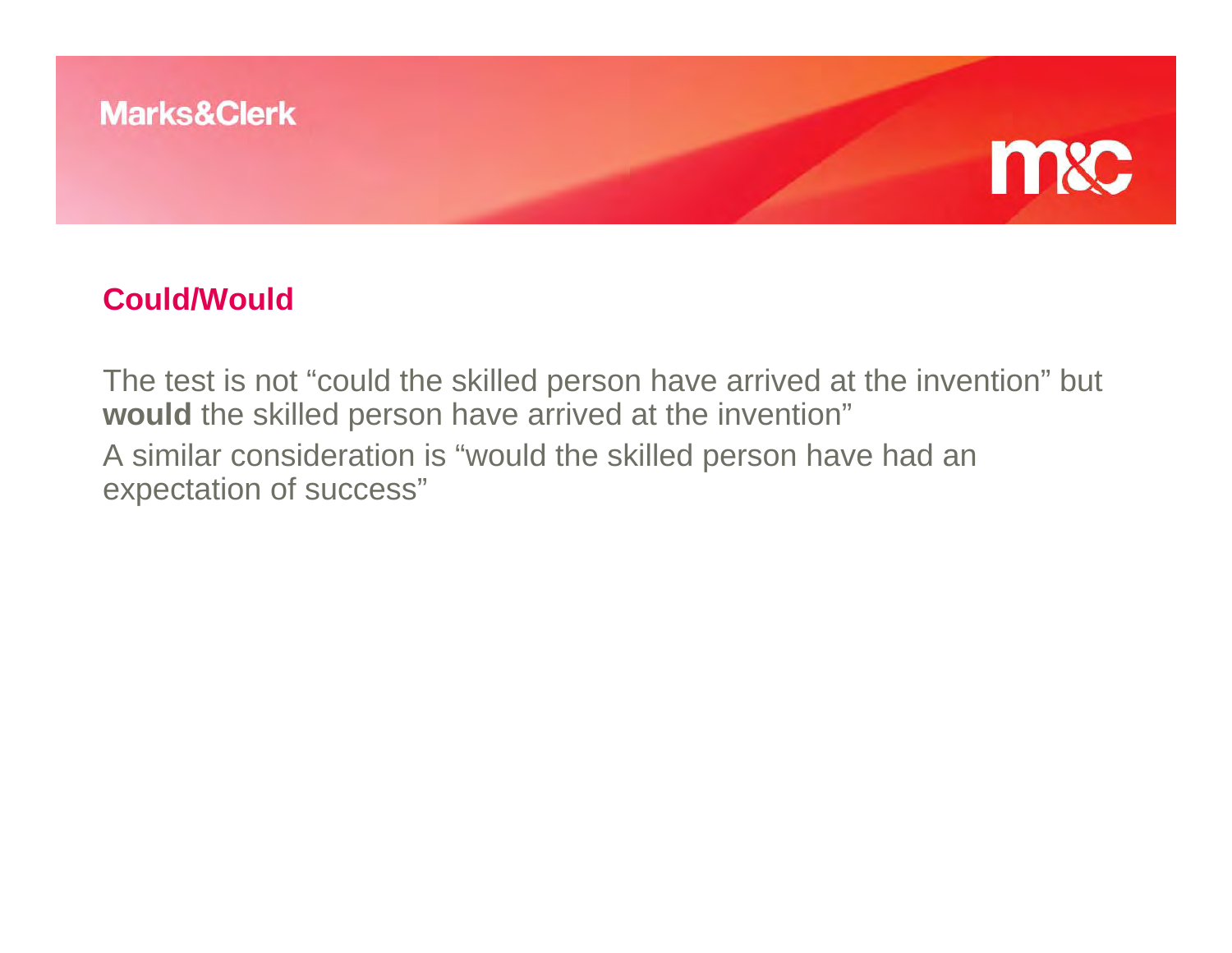## Could/Would

The test is not “could the skilled person have arrived at the invention” but **would** the skilled person have arrived at the invention”

A similar consideration is “would the skilled person have had an expectation of success”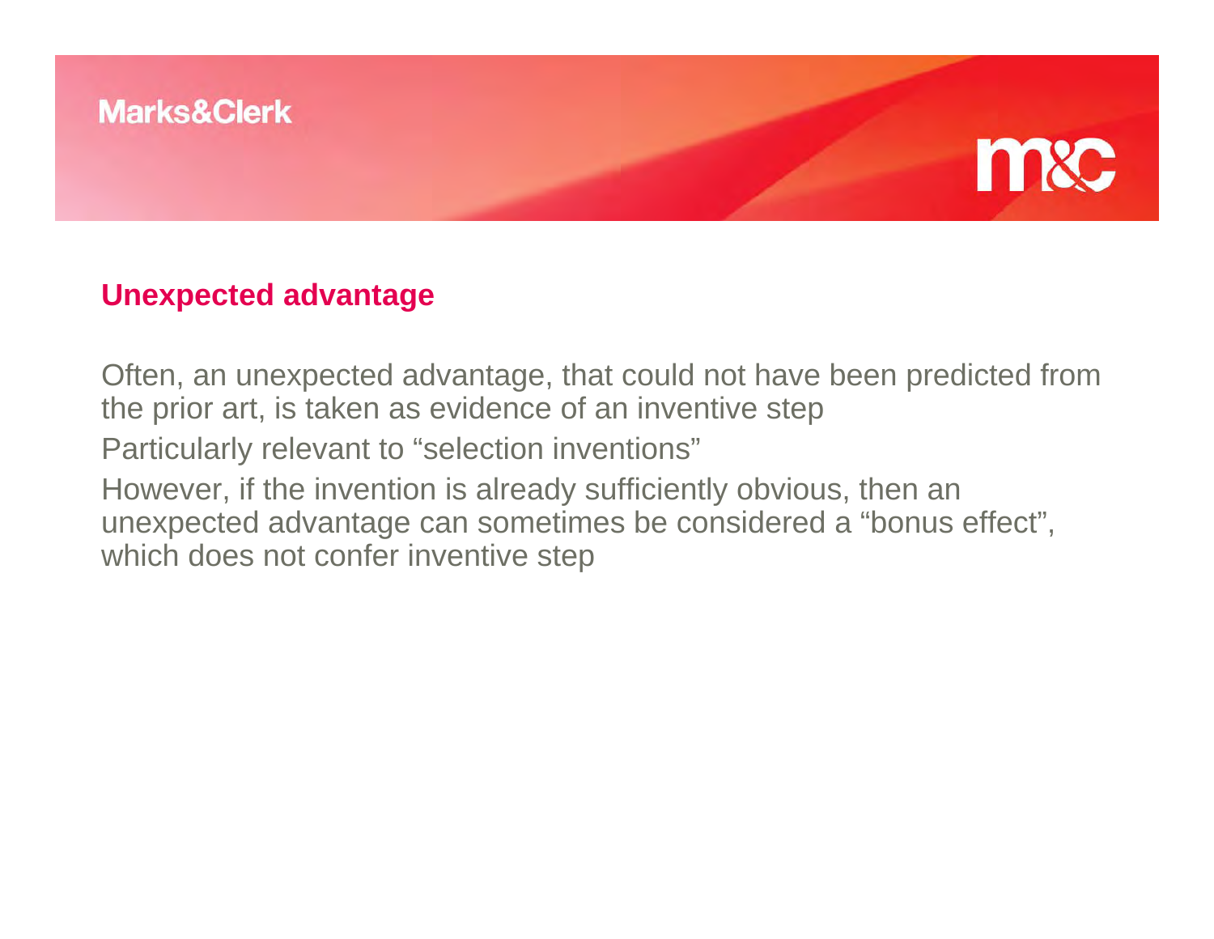## Unexpected advantage

Often, an unexpected advantage, that could not have been predicted from the prior art, is taken as evidence of an inventive step

Particularly relevant to “selection inventions”

However, if the invention is already sufficiently obvious, then an unexpected advantage can sometimes be considered a “bonus effect”, which does not confer inventive step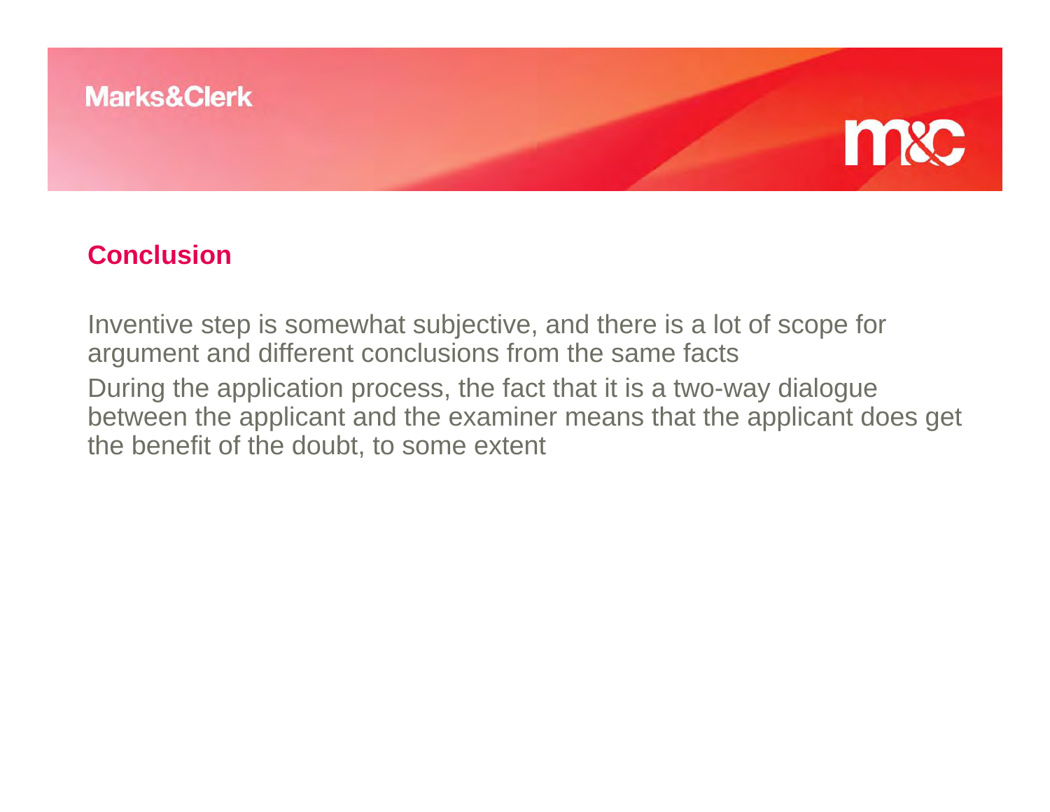## Conclusion

Inventive step is somewhat subjective, and there is a lot of scope for argument and different conclusions from the same facts

During the application process, the fact that it is a two-way dialogue between the applicant and the examiner means that the applicant does get the benefit of the doubt, to some extent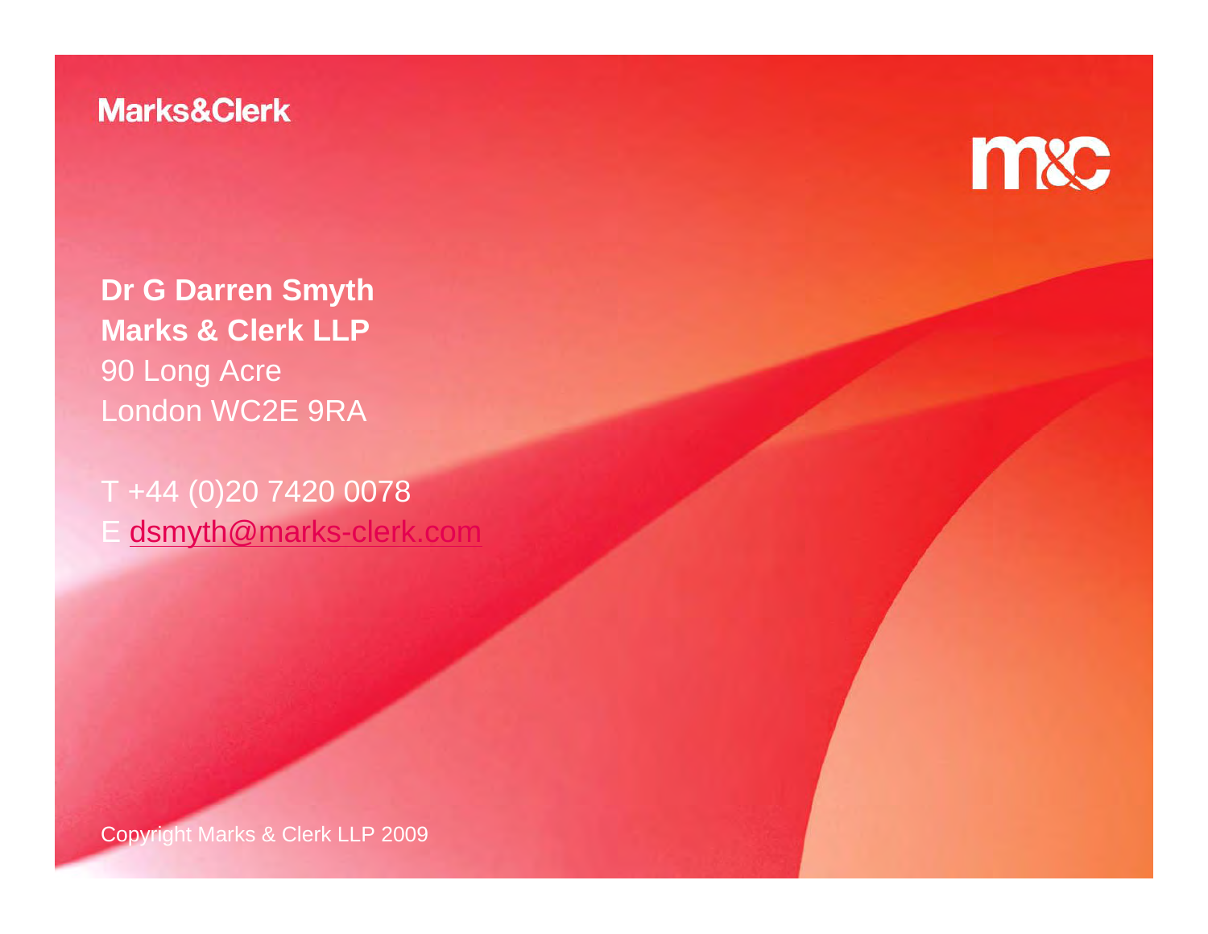Marks&Clerk

**Dr G Darren Smyth**
**Marks & Clerk LLP**
90 Long Acre
London WC2E 9RA

T +44 (0)20 7420 0078
E dsmyth@marks-clerk.com

Copyright Marks & Clerk LLP 2009